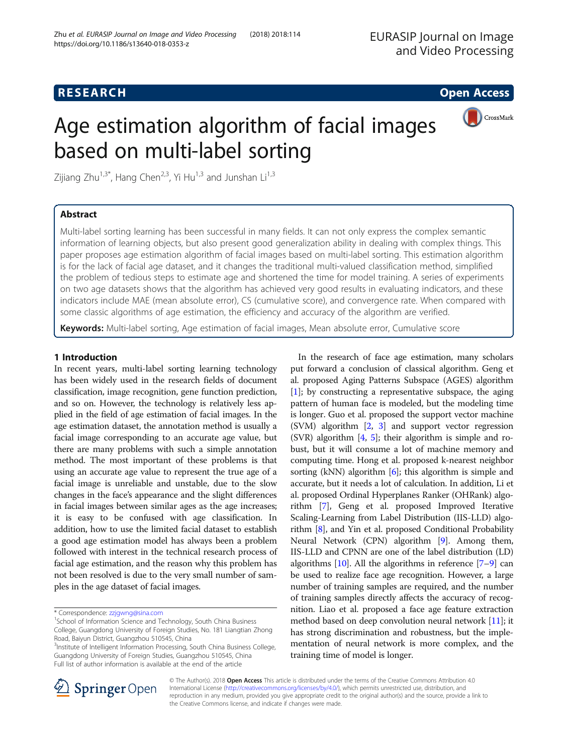RESEARCH Open Access

# Age estimation algorithm of facial images based on multi-label sorting

Zijiang Zhu[1,3*], Hang Chen[2,3], Yi Hu[1,3] and Junshan Li[1,3]

## Abstract

Multi-label sorting learning has been successful in many fields. It can not only express the complex semantic information of learning objects, but also present good generalization ability in dealing with complex things. This paper proposes age estimation algorithm of facial images based on multi-label sorting. This estimation algorithm is for the lack of facial age dataset, and it changes the traditional multi-valued classification method, simplified the problem of tedious steps to estimate age and shortened the time for model training. A series of experiments on two age datasets shows that the algorithm has achieved very good results in evaluating indicators, and these indicators include MAE (mean absolute error), CS (cumulative score), and convergence rate. When compared with some classic algorithms of age estimation, the efficiency and accuracy of the algorithm are verified.

**Keywords:** Multi-label sorting, Age estimation of facial images, Mean absolute error, Cumulative score

## 1 Introduction

In recent years, multi-label sorting learning technology has been widely used in the research fields of document classification, image recognition, gene function prediction, and so on. However, the technology is relatively less applied in the field of age estimation of facial images. In the age estimation dataset, the annotation method is usually a facial image corresponding to an accurate age value, but there are many problems with such a simple annotation method. The most important of these problems is that using an accurate age value to represent the true age of a facial image is unreliable and unstable, due to the slow changes in the face's appearance and the slight differences in facial images between similar ages as the age increases; it is easy to be confused with age classification. In addition, how to use the limited facial dataset to establish a good age estimation model has always been a problem followed with interest in the technical research process of facial age estimation, and the reason why this problem has not been resolved is due to the very small number of samples in the age dataset of facial images.

In the research of face age estimation, many scholars put forward a conclusion of classical algorithm. Geng et al. proposed Aging Patterns Subspace (AGES) algorithm [1]; by constructing a representative subspace, the aging pattern of human face is modeled, but the modeling time is longer. Guo et al. proposed the support vector machine (SVM) algorithm [2, 3] and support vector regression (SVR) algorithm [4, 5]; their algorithm is simple and robust, but it will consume a lot of machine memory and computing time. Hong et al. proposed k-nearest neighbor sorting (kNN) algorithm [6]; this algorithm is simple and accurate, but it needs a lot of calculation. In addition, Li et al. proposed Ordinal Hyperplanes Ranker (OHRank) algorithm [7], Geng et al. proposed Improved Iterative Scaling-Learning from Label Distribution (IIS-LLD) algorithm [8], and Yin et al. proposed Conditional Probability Neural Network (CPN) algorithm [9]. Among them, IIS-LLD and CPNN are one of the label distribution (LD) algorithms [10]. All the algorithms in reference [7–9] can be used to realize face age recognition. However, a large number of training samples are required, and the number of training samples directly affects the accuracy of recognition. Liao et al. proposed a face age feature extraction method based on deep convolution neural network [11]; it has strong discrimination and robustness, but the implementation of neural network is more complex, and the training time of model is longer.

\* Correspondence: zzjgwng@sina.com
[1]School of Information Science and Technology, South China Business College, Guangdong University of Foreign Studies, No. 181 Liangtian Zhong Road, Baiyun District, Guangzhou 510545, China
[3]Institute of Intelligent Information Processing, South China Business College, Guangdong University of Foreign Studies, Guangzhou 510545, China
Full list of author information is available at the end of the article

© The Author(s). 2018 **Open Access** This article is distributed under the terms of the Creative Commons Attribution 4.0 International License (http://creativecommons.org/licenses/by/4.0/), which permits unrestricted use, distribution, and reproduction in any medium, provided you give appropriate credit to the original author(s) and the source, provide a link to the Creative Commons license, and indicate if changes were made.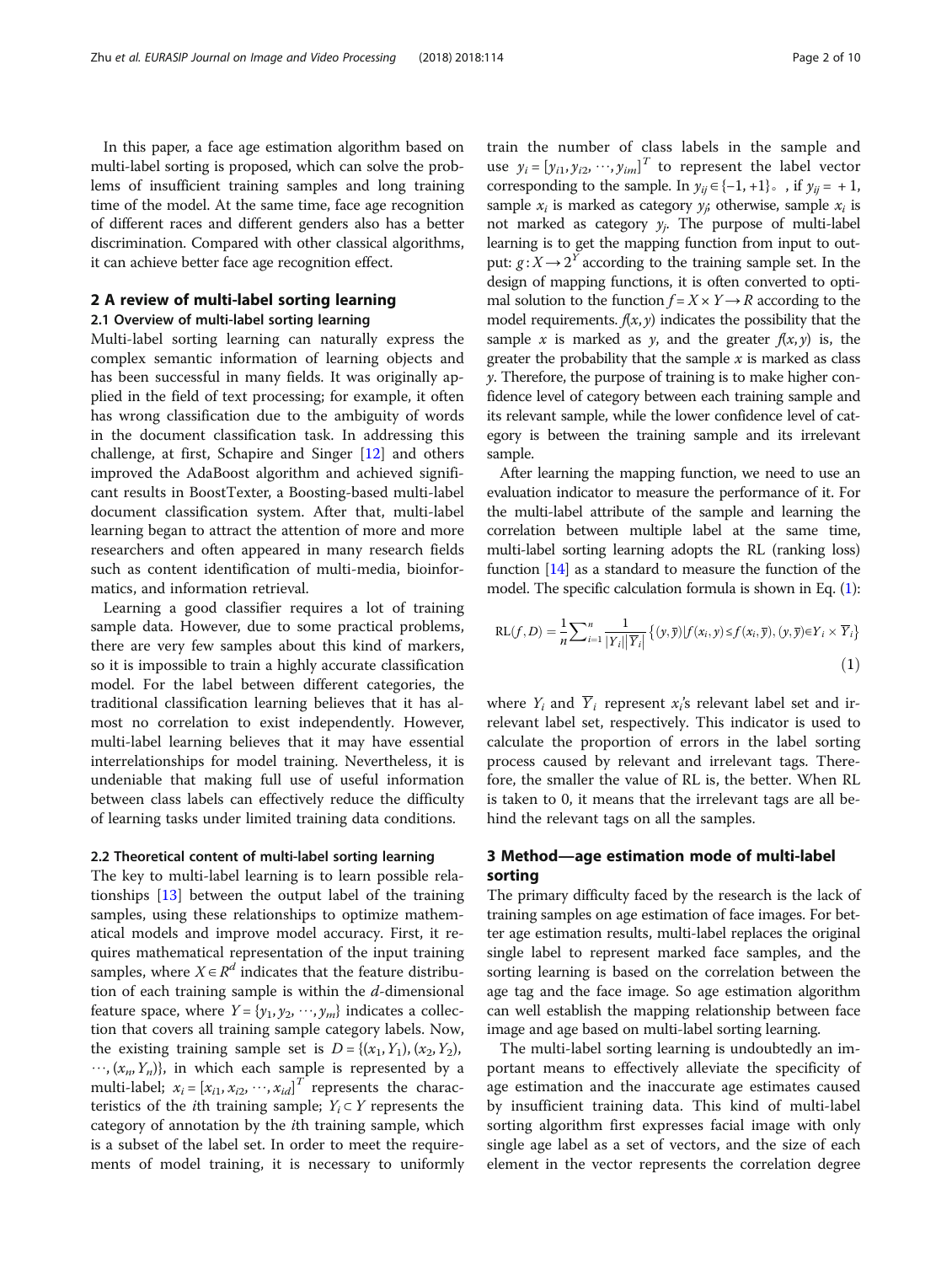In this paper, a face age estimation algorithm based on multi-label sorting is proposed, which can solve the problems of insufficient training samples and long training time of the model. At the same time, face age recognition of different races and different genders also has a better discrimination. Compared with other classical algorithms, it can achieve better face age recognition effect.

## 2 A review of multi-label sorting learning

### 2.1 Overview of multi-label sorting learning

Multi-label sorting learning can naturally express the complex semantic information of learning objects and has been successful in many fields. It was originally applied in the field of text processing; for example, it often has wrong classification due to the ambiguity of words in the document classification task. In addressing this challenge, at first, Schapire and Singer [12] and others improved the AdaBoost algorithm and achieved significant results in BoostTexter, a Boosting-based multi-label document classification system. After that, multi-label learning began to attract the attention of more and more researchers and often appeared in many research fields such as content identification of multi-media, bioinformatics, and information retrieval.

Learning a good classifier requires a lot of training sample data. However, due to some practical problems, there are very few samples about this kind of markers, so it is impossible to train a highly accurate classification model. For the label between different categories, the traditional classification learning believes that it has almost no correlation to exist independently. However, multi-label learning believes that it may have essential interrelationships for model training. Nevertheless, it is undeniable that making full use of useful information between class labels can effectively reduce the difficulty of learning tasks under limited training data conditions.

### 2.2 Theoretical content of multi-label sorting learning

The key to multi-label learning is to learn possible relationships [13] between the output label of the training samples, using these relationships to optimize mathematical models and improve model accuracy. First, it requires mathematical representation of the input training samples, where $X \in R^d$ indicates that the feature distribution of each training sample is within the $d$-dimensional feature space, where $Y = \{y_1, y_2, \cdots, y_m\}$ indicates a collection that covers all training sample category labels. Now, the existing training sample set is $D = \{(x_1, Y_1), (x_2, Y_2), \cdots, (x_n, Y_n)\}$, in which each sample is represented by a multi-label; $x_i = [x_{i1}, x_{i2}, \cdots, x_{id}]^T$ represents the characteristics of the $i$th training sample; $Y_i \subset Y$ represents the category of annotation by the $i$th training sample, which is a subset of the label set. In order to meet the requirements of model training, it is necessary to uniformly train the number of class labels in the sample and use $y_i = [y_{i1}, y_{i2}, \cdots, y_{im}]^T$ to represent the label vector corresponding to the sample. In $y_{ij} \in \{-1, +1\}$。, if $y_{ij} = +1$, sample $x_i$ is marked as category $y_j$; otherwise, sample $x_i$ is not marked as category $y_j$. The purpose of multi-label learning is to get the mapping function from input to output: $g: X \to 2^Y$ according to the training sample set. In the design of mapping functions, it is often converted to optimal solution to the function $f = X \times Y \to R$ according to the model requirements. $f(x, y)$ indicates the possibility that the sample $x$ is marked as $y$, and the greater $f(x, y)$ is, the greater the probability that the sample $x$ is marked as class $y$. Therefore, the purpose of training is to make higher confidence level of category between each training sample and its relevant sample, while the lower confidence level of category is between the training sample and its irrelevant sample.

After learning the mapping function, we need to use an evaluation indicator to measure the performance of it. For the multi-label attribute of the sample and learning the correlation between multiple label at the same time, multi-label sorting learning adopts the RL (ranking loss) function [14] as a standard to measure the function of the model. The specific calculation formula is shown in Eq. (1):

$$\mathrm{RL}(f, D) = \frac{1}{n}\sum_{i=1}^{n} \frac{1}{|Y_i||\overline{Y}_i|}\left\{(y, \overline{y}) | f(x_i, y) \le f(x_i, \overline{y}), (y, \overline{y}) \in Y_i \times \overline{Y}_i\right\} \tag{1}$$

where $Y_i$ and $\overline{Y}_i$ represent $x_i$'s relevant label set and irrelevant label set, respectively. This indicator is used to calculate the proportion of errors in the label sorting process caused by relevant and irrelevant tags. Therefore, the smaller the value of RL is, the better. When RL is taken to 0, it means that the irrelevant tags are all behind the relevant tags on all the samples.

## 3 Method—age estimation mode of multi-label sorting

The primary difficulty faced by the research is the lack of training samples on age estimation of face images. For better age estimation results, multi-label replaces the original single label to represent marked face samples, and the sorting learning is based on the correlation between the age tag and the face image. So age estimation algorithm can well establish the mapping relationship between face image and age based on multi-label sorting learning.

The multi-label sorting learning is undoubtedly an important means to effectively alleviate the specificity of age estimation and the inaccurate age estimates caused by insufficient training data. This kind of multi-label sorting algorithm first expresses facial image with only single age label as a set of vectors, and the size of each element in the vector represents the correlation degree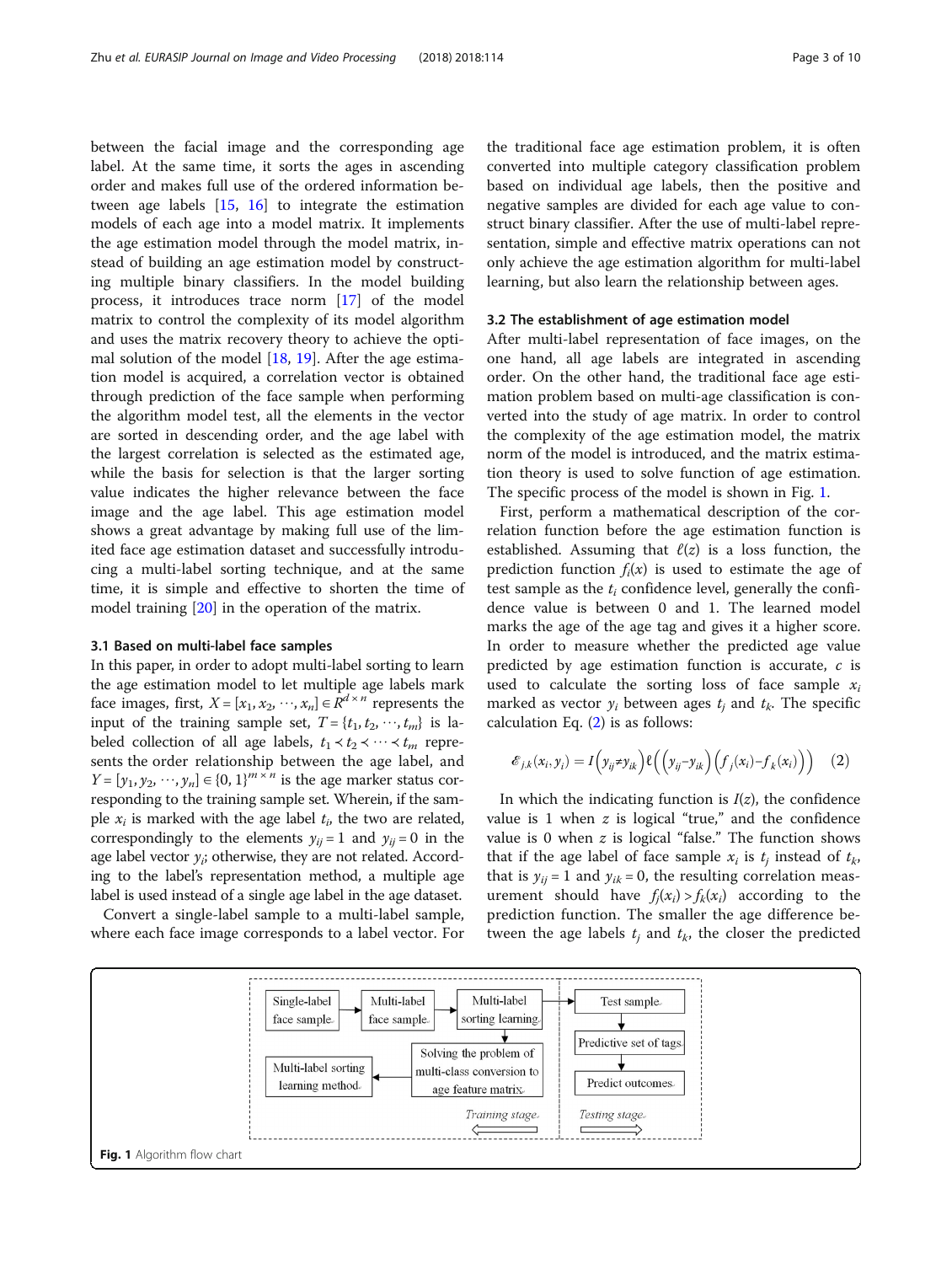between the facial image and the corresponding age label. At the same time, it sorts the ages in ascending order and makes full use of the ordered information between age labels [15, 16] to integrate the estimation models of each age into a model matrix. It implements the age estimation model through the model matrix, instead of building an age estimation model by constructing multiple binary classifiers. In the model building process, it introduces trace norm [17] of the model matrix to control the complexity of its model algorithm and uses the matrix recovery theory to achieve the optimal solution of the model [18, 19]. After the age estimation model is acquired, a correlation vector is obtained through prediction of the face sample when performing the algorithm model test, all the elements in the vector are sorted in descending order, and the age label with the largest correlation is selected as the estimated age, while the basis for selection is that the larger sorting value indicates the higher relevance between the face image and the age label. This age estimation model shows a great advantage by making full use of the limited face age estimation dataset and successfully introducing a multi-label sorting technique, and at the same time, it is simple and effective to shorten the time of model training [20] in the operation of the matrix.

### 3.1 Based on multi-label face samples

In this paper, in order to adopt multi-label sorting to learn the age estimation model to let multiple age labels mark face images, first, $X = [x_1, x_2, \cdots, x_n] \in R^{d \times n}$ represents the input of the training sample set, $T = \{t_1, t_2, \cdots, t_m\}$ is labeled collection of all age labels, $t_1 \prec t_2 \prec \cdots \prec t_m$ represents the order relationship between the age label, and $Y = [y_1, y_2, \cdots, y_n] \in \{0, 1\}^{m \times n}$ is the age marker status corresponding to the training sample set. Wherein, if the sample $x_i$ is marked with the age label $t_i$, the two are related, correspondingly to the elements $y_{ij} = 1$ and $y_{ij} = 0$ in the age label vector $y_i$; otherwise, they are not related. According to the label's representation method, a multiple age label is used instead of a single age label in the age dataset.

Convert a single-label sample to a multi-label sample, where each face image corresponds to a label vector. For the traditional face age estimation problem, it is often converted into multiple category classification problem based on individual age labels, then the positive and negative samples are divided for each age value to construct binary classifier. After the use of multi-label representation, simple and effective matrix operations can not only achieve the age estimation algorithm for multi-label learning, but also learn the relationship between ages.

### 3.2 The establishment of age estimation model

After multi-label representation of face images, on the one hand, all age labels are integrated in ascending order. On the other hand, the traditional face age estimation problem based on multi-age classification is converted into the study of age matrix. In order to control the complexity of the age estimation model, the matrix norm of the model is introduced, and the matrix estimation theory is used to solve function of age estimation. The specific process of the model is shown in Fig. 1.

First, perform a mathematical description of the correlation function before the age estimation function is established. Assuming that $\ell(z)$ is a loss function, the prediction function $f_i(x)$ is used to estimate the age of test sample as the $t_i$ confidence level, generally the confidence value is between 0 and 1. The learned model marks the age of the age tag and gives it a higher score. In order to measure whether the predicted age value predicted by age estimation function is accurate, $c$ is used to calculate the sorting loss of face sample $x_i$ marked as vector $y_i$ between ages $t_j$ and $t_k$. The specific calculation Eq. (2) is as follows:

$$\mathscr{E}_{j,k}(x_i, y_i) = I\left(y_{ij} \neq y_{ik}\right) \ell\left(\left(y_{ij} - y_{ik}\right)\left(f_j(x_i) - f_k(x_i)\right)\right) \quad (2)$$

In which the indicating function is $I(z)$, the confidence value is 1 when $z$ is logical "true," and the confidence value is 0 when $z$ is logical "false." The function shows that if the age label of face sample $x_i$ is $t_j$ instead of $t_k$, that is $y_{ij} = 1$ and $y_{ik} = 0$, the resulting correlation measurement should have $f_j(x_i) > f_k(x_i)$ according to the prediction function. The smaller the age difference between the age labels $t_j$ and $t_k$, the closer the predicted

Fig. 1 Algorithm flow chart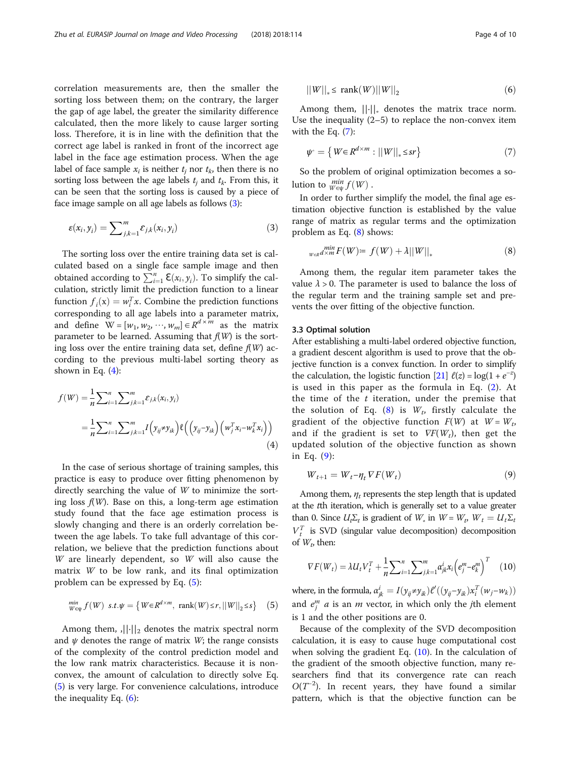correlation measurements are, then the smaller the sorting loss between them; on the contrary, the larger the gap of age label, the greater the similarity difference calculated, then the more likely to cause larger sorting loss. Therefore, it is in line with the definition that the correct age label is ranked in front of the incorrect age label in the face age estimation process. When the age label of face sample $x_i$ is neither $t_j$ nor $t_k$, then there is no sorting loss between the age labels $t_j$ and $t_k$. From this, it can be seen that the sorting loss is caused by a piece of face image sample on all age labels as follows (3):

$$\varepsilon(x_i, y_i) = \sum\nolimits_{j,k=1}^{m} \varepsilon_{j,k}(x_i, y_i) \tag{3}$$

The sorting loss over the entire training data set is calculated based on a single face sample image and then obtained according to $\sum_{i=1}^{n} \mathcal{E}(x_i, y_i)$. To simplify the calculation, strictly limit the prediction function to a linear function $f_i(\mathrm{x}) = w_i^T x$. Combine the prediction functions corresponding to all age labels into a parameter matrix, and define $\mathrm{W} = [w_1, w_2, \cdots, w_m] \in R^{d \times m}$ as the matrix parameter to be learned. Assuming that $f(W)$ is the sorting loss over the entire training data set, define $f(W)$ according to the previous multi-label sorting theory as shown in Eq. (4):

$$\begin{aligned} f(W) &= \frac{1}{n}\sum\nolimits_{i=1}^{n}\sum\nolimits_{j,k=1}^{m} \varepsilon_{j,k}(x_i, y_i) \\ &= \frac{1}{n}\sum\nolimits_{i=1}^{n}\sum\nolimits_{j,k=1}^{m} I\left(y_{ij} \neq y_{ik}\right)\ell\left(\left(y_{ij}-y_{ik}\right)\left(w_j^T x_i - w_k^T x_i\right)\right) \end{aligned} \tag{4}$$

In the case of serious shortage of training samples, this practice is easy to produce over fitting phenomenon by directly searching the value of $W$ to minimize the sorting loss $f(W)$. Base on this, a long-term age estimation study found that the face age estimation process is slowly changing and there is an orderly correlation between the age labels. To take full advantage of this correlation, we believe that the prediction functions about $W$ are linearly dependent, so $W$ will also cause the matrix $W$ to be low rank, and its final optimization problem can be expressed by Eq. (5):

$$\min_{W \in \psi} f(W) \ \ s.t. \psi = \left\{ W \in R^{d \times m}, \ \mathrm{rank}(W) \leq r, ||W||_2 \leq s \right\} \tag{5}$$

Among them, $,||\cdot||_2$ denotes the matrix spectral norm and $\psi$ denotes the range of matrix $W$; the range consists of the complexity of the control prediction model and the low rank matrix characteristics. Because it is non-convex, the amount of calculation to directly solve Eq. (5) is very large. For convenience calculations, introduce the inequality Eq. (6):

$$||W||_* \leq \ \mathrm{rank}(W)||W||_2 \tag{6}$$

Among them, $||\cdot||_*$ denotes the matrix trace norm. Use the inequality (2–5) to replace the non-convex item with the Eq. (7):

$$\psi^{\cdot} = \left\{ W \in R^{d \times m} : ||W||_* \leq sr \right\} \tag{7}$$

So the problem of original optimization becomes a solution to $\min_{W \in \psi} f(W)$ .

In order to further simplify the model, the final age estimation objective function is established by the value range of matrix as regular terms and the optimization problem as Eq. (8) shows:

$$\min_{W \in R^{d \times m}} F(W) := \ f(W) + \lambda||W||_* \tag{8}$$

Among them, the regular item parameter takes the value $\lambda > 0$. The parameter is used to balance the loss of the regular term and the training sample set and prevents the over fitting of the objective function.

### 3.3 Optimal solution

After establishing a multi-label ordered objective function, a gradient descent algorithm is used to prove that the objective function is a convex function. In order to simplify the calculation, the logistic function [21] $\ell(z) = \log(1 + e^{-z})$ is used in this paper as the formula in Eq. (2). At the time of the $t$ iteration, under the premise that the solution of Eq. (8) is $W_t$, firstly calculate the gradient of the objective function $F(W)$ at $W = W_t$, and if the gradient is set to $\nabla F(W_t)$, then get the updated solution of the objective function as shown in Eq. (9):

$$W_{t+1} = W_t - \eta_t \nabla F(W_t) \tag{9}$$

Among them, $\eta_t$ represents the step length that is updated at the $t$th iteration, which is generally set to a value greater than 0. Since $U_t\Sigma_t$ is gradient of $W_*$ in $W = W_t$, $W_t = U_t\Sigma_t V_t^T$ is SVD (singular value decomposition) decomposition of $W_t$, then:

$$\nabla F(W_t) = \lambda U_t V_t^T + \frac{1}{n}\sum\nolimits_{i=1}^{n}\sum\nolimits_{j,k=1}^{m} \alpha_{jk}^i x_i \left(e_j^m - e_k^m\right)^T \tag{10}$$

where, in the formula, $\alpha_{jk}^i = I(y_{ij} \neq y_{ik})\ell'((y_{ij} - y_{ik})x_i^T(w_j - w_k))$ and $e_j^m$ $a$ is an $m$ vector, in which only the $j$th element is 1 and the other positions are 0.

Because of the complexity of the SVD decomposition calculation, it is easy to cause huge computational cost when solving the gradient Eq. (10). In the calculation of the gradient of the smooth objective function, many researchers find that its convergence rate can reach $O(T^{-2})$. In recent years, they have found a similar pattern, which is that the objective function can be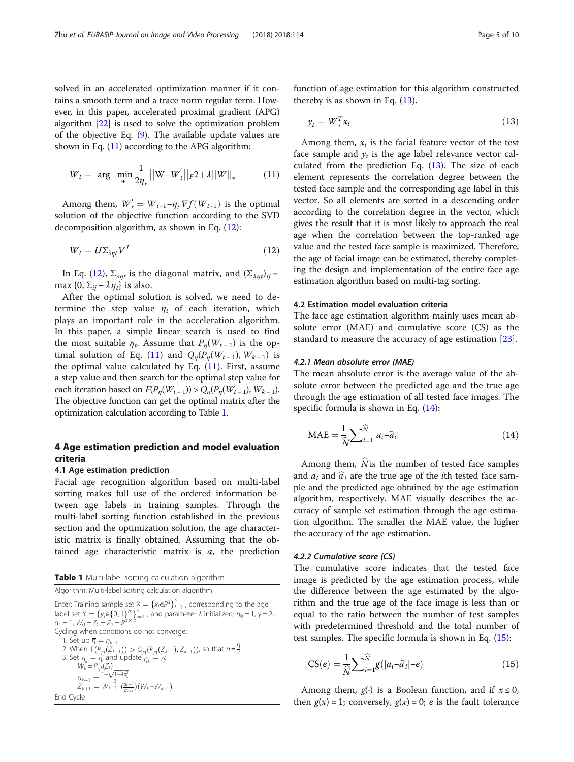solved in an accelerated optimization manner if it contains a smooth term and a trace norm regular term. However, in this paper, accelerated proximal gradient (APG) algorithm [22] is used to solve the optimization problem of the objective Eq. (9). The available update values are shown in Eq. (11) according to the APG algorithm:

$$W_t = \arg\min_{w} \frac{1}{2\eta_t}\left|\left|W - W_t^{'}\right|\right|_F 2 + \lambda ||W||_* \tag{11}$$

Among them, $W_t^{'} = W_{t-1} - \eta_t \nabla f(W_{t-1})$ is the optimal solution of the objective function according to the SVD decomposition algorithm, as shown in Eq. (12):

$$W_t = U\Sigma_{\lambda\eta t} V^T \tag{12}$$

In Eq. (12), $\Sigma_{\lambda\eta t}$ is the diagonal matrix, and $(\Sigma_{\lambda\eta t})_{ij} = \max\{0, \Sigma_{ij} - \lambda\eta_t\}$ is also.

After the optimal solution is solved, we need to determine the step value $\eta_t$ of each iteration, which plays an important role in the acceleration algorithm. In this paper, a simple linear search is used to find the most suitable $\eta_t$. Assume that $P_\eta(W_{t-1})$ is the optimal solution of Eq. (11) and $Q_\eta(P_\eta(W_{t-1}), W_{k-1})$ is the optimal value calculated by Eq. (11). First, assume a step value and then search for the optimal step value for each iteration based on $F(P_\eta(W_{t-1})) > Q_\eta(P_\eta(W_{t-1}), W_{k-1})$. The objective function can get the optimal matrix after the optimization calculation according to Table 1.

**Table 1** Multi-label sorting calculation algorithm

| Algorithm: Multi-label sorting calculation algorithm |
|---|
| Enter: Training sample set $X = \{x_i \in R^d\}_{i=1}^n$, corresponding to the age label set $Y = \{y_i \in \{0,1\}^m\}_{i=1}^n$, and parameter $\lambda$ initialized: $\eta_0 = 1$, $\gamma = 2$, $a_1 = 1$, $W_0 = Z_0 = Z_1 = R^{d\times n}$. |
| Cycling when conditions do not converge: |
| 1. Set up $\overline{\eta} = \eta_{k-1}$ |
| 2. When $F(P_{\overline{\eta}}(Z_{k-1})) > Q_{\overline{\eta}}(P_{\overline{\eta}}(Z_{k-1}), Z_{k-1})$, so that $\overline{\eta} := \frac{\overline{\eta}}{\gamma}$ |
| 3. Set $\eta_k = \overline{\eta}$, and update $\eta_k = \overline{\eta}$: |
| $W_k = P_{\eta k}(Z_k)$ |
| $a_{k+1} = \frac{1+\sqrt{1+4a_k^2}}{2}$ |
| $Z_{k+1} = W_k + \left(\frac{a_k - 1}{a_{k+1}}\right)(W_k - W_{k-1})$ |
| End Cycle |

## 4 Age estimation prediction and model evaluation criteria

### 4.1 Age estimation prediction

Facial age recognition algorithm based on multi-label sorting makes full use of the ordered information between age labels in training samples. Through the multi-label sorting function established in the previous section and the optimization solution, the age characteristic matrix is finally obtained. Assuming that the obtained age characteristic matrix is $a$, the prediction function of age estimation for this algorithm constructed thereby is as shown in Eq. (13).

$$y_t = W_*^T x_t \tag{13}$$

Among them, $x_t$ is the facial feature vector of the test face sample and $y_t$ is the age label relevance vector calculated from the prediction Eq. (13). The size of each element represents the correlation degree between the tested face sample and the corresponding age label in this vector. So all elements are sorted in a descending order according to the correlation degree in the vector, which gives the result that it is most likely to approach the real age when the correlation between the top-ranked age value and the tested face sample is maximized. Therefore, the age of facial image can be estimated, thereby completing the design and implementation of the entire face age estimation algorithm based on multi-tag sorting.

### 4.2 Estimation model evaluation criteria

The face age estimation algorithm mainly uses mean absolute error (MAE) and cumulative score (CS) as the standard to measure the accuracy of age estimation [23].

#### 4.2.1 Mean absolute error (MAE)

The mean absolute error is the average value of the absolute error between the predicted age and the true age through the age estimation of all tested face images. The specific formula is shown in Eq. (14):

$$\text{MAE} = \frac{1}{\widehat{N}}\sum_{i=1}^{\widehat{N}} |a_i - \widehat{a}_i| \tag{14}$$

Among them, $\widehat{N}$ is the number of tested face samples and $a_i$ and $\widehat{a}_i$ are the true age of the $i$th tested face sample and the predicted age obtained by the age estimation algorithm, respectively. MAE visually describes the accuracy of sample set estimation through the age estimation algorithm. The smaller the MAE value, the higher the accuracy of the age estimation.

#### 4.2.2 Cumulative score (CS)

The cumulative score indicates that the tested face image is predicted by the age estimation process, while the difference between the age estimated by the algorithm and the true age of the face image is less than or equal to the ratio between the number of test samples with predetermined threshold and the total number of test samples. The specific formula is shown in Eq. (15):

$$\text{CS}(e) = \frac{1}{\widehat{N}}\sum_{i=1}^{\widehat{N}} g(|a_i - \widehat{a}_i| - e) \tag{15}$$

Among them, $g(\cdot)$ is a Boolean function, and if $x \le 0$, then $g(x) = 1$; conversely, $g(x) = 0$; $e$ is the fault tolerance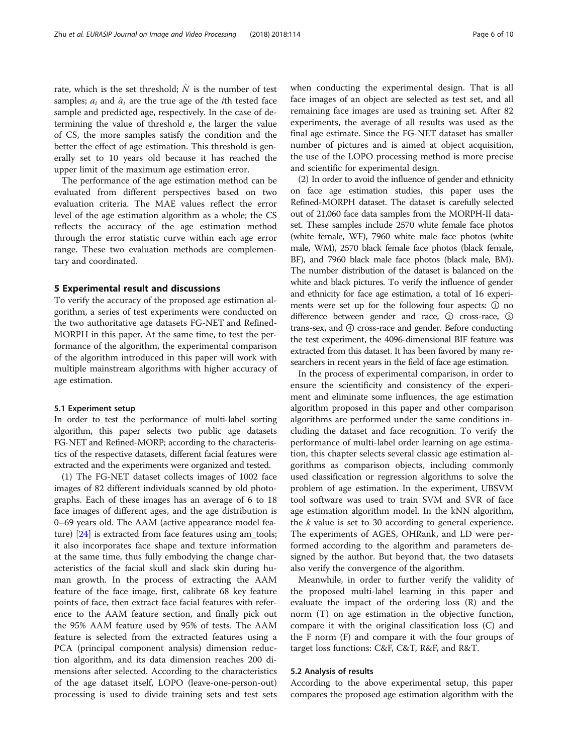rate, which is the set threshold; $\hat{N}$ is the number of test samples; $a_i$ and $\hat{a}_i$ are the true age of the $i$th tested face sample and predicted age, respectively. In the case of determining the value of threshold $e$, the larger the value of CS, the more samples satisfy the condition and the better the effect of age estimation. This threshold is generally set to 10 years old because it has reached the upper limit of the maximum age estimation error.

The performance of the age estimation method can be evaluated from different perspectives based on two evaluation criteria. The MAE values reflect the error level of the age estimation algorithm as a whole; the CS reflects the accuracy of the age estimation method through the error statistic curve within each age error range. These two evaluation methods are complementary and coordinated.

## 5 Experimental result and discussions

To verify the accuracy of the proposed age estimation algorithm, a series of test experiments were conducted on the two authoritative age datasets FG-NET and Refined-MORPH in this paper. At the same time, to test the performance of the algorithm, the experimental comparison of the algorithm introduced in this paper will work with multiple mainstream algorithms with higher accuracy of age estimation.

### 5.1 Experiment setup

In order to test the performance of multi-label sorting algorithm, this paper selects two public age datasets FG-NET and Refined-MORP; according to the characteristics of the respective datasets, different facial features were extracted and the experiments were organized and tested.

(1) The FG-NET dataset collects images of 1002 face images of 82 different individuals scanned by old photographs. Each of these images has an average of 6 to 18 face images of different ages, and the age distribution is 0–69 years old. The AAM (active appearance model feature) [24] is extracted from face features using am_tools; it also incorporates face shape and texture information at the same time, thus fully embodying the change characteristics of the facial skull and slack skin during human growth. In the process of extracting the AAM feature of the face image, first, calibrate 68 key feature points of face, then extract face facial features with reference to the AAM feature section, and finally pick out the 95% AAM feature used by 95% of tests. The AAM feature is selected from the extracted features using a PCA (principal component analysis) dimension reduction algorithm, and its data dimension reaches 200 dimensions after selected. According to the characteristics of the age dataset itself, LOPO (leave-one-person-out) processing is used to divide training sets and test sets when conducting the experimental design. That is all face images of an object are selected as test set, and all remaining face images are used as training set. After 82 experiments, the average of all results was used as the final age estimate. Since the FG-NET dataset has smaller number of pictures and is aimed at object acquisition, the use of the LOPO processing method is more precise and scientific for experimental design.

(2) In order to avoid the influence of gender and ethnicity on face age estimation studies, this paper uses the Refined-MORPH dataset. The dataset is carefully selected out of 21,060 face data samples from the MORPH-II dataset. These samples include 2570 white female face photos (white female, WF), 7960 white male face photos (white male, WM), 2570 black female face photos (black female, BF), and 7960 black male face photos (black male, BM). The number distribution of the dataset is balanced on the white and black pictures. To verify the influence of gender and ethnicity for face age estimation, a total of 16 experiments were set up for the following four aspects: ① no difference between gender and race, ② cross-race, ③ trans-sex, and ④ cross-race and gender. Before conducting the test experiment, the 4096-dimensional BIF feature was extracted from this dataset. It has been favored by many researchers in recent years in the field of face age estimation.

In the process of experimental comparison, in order to ensure the scientificity and consistency of the experiment and eliminate some influences, the age estimation algorithm proposed in this paper and other comparison algorithms are performed under the same conditions including the dataset and face recognition. To verify the performance of multi-label order learning on age estimation, this chapter selects several classic age estimation algorithms as comparison objects, including commonly used classification or regression algorithms to solve the problem of age estimation. In the experiment, UBSVM tool software was used to train SVM and SVR of face age estimation algorithm model. In the kNN algorithm, the $k$ value is set to 30 according to general experience. The experiments of AGES, OHRank, and LD were performed according to the algorithm and parameters designed by the author. But beyond that, the two datasets also verify the convergence of the algorithm.

Meanwhile, in order to further verify the validity of the proposed multi-label learning in this paper and evaluate the impact of the ordering loss (R) and the norm (T) on age estimation in the objective function, compare it with the original classification loss (C) and the F norm (F) and compare it with the four groups of target loss functions: C&F, C&T, R&F, and R&T.

### 5.2 Analysis of results

According to the above experimental setup, this paper compares the proposed age estimation algorithm with the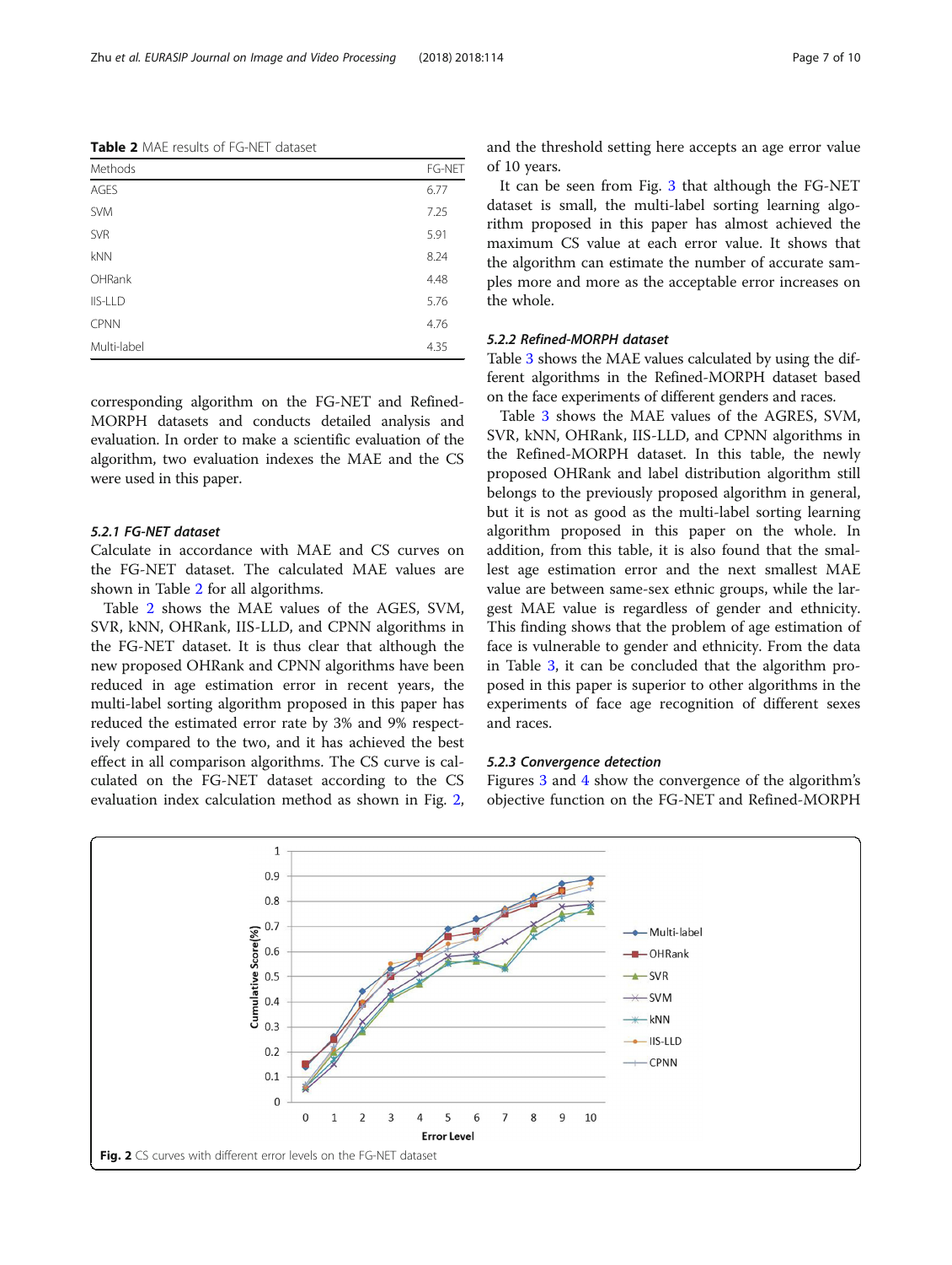**Table 2** MAE results of FG-NET dataset

| Methods | FG-NET |
|---|---|
| AGES | 6.77 |
| SVM | 7.25 |
| SVR | 5.91 |
| kNN | 8.24 |
| OHRank | 4.48 |
| IIS-LLD | 5.76 |
| CPNN | 4.76 |
| Multi-label | 4.35 |

corresponding algorithm on the FG-NET and Refined-MORPH datasets and conducts detailed analysis and evaluation. In order to make a scientific evaluation of the algorithm, two evaluation indexes the MAE and the CS were used in this paper.

#### 5.2.1 FG-NET dataset

Calculate in accordance with MAE and CS curves on the FG-NET dataset. The calculated MAE values are shown in Table 2 for all algorithms.

Table 2 shows the MAE values of the AGES, SVM, SVR, kNN, OHRank, IIS-LLD, and CPNN algorithms in the FG-NET dataset. It is thus clear that although the new proposed OHRank and CPNN algorithms have been reduced in age estimation error in recent years, the multi-label sorting algorithm proposed in this paper has reduced the estimated error rate by 3% and 9% respectively compared to the two, and it has achieved the best effect in all comparison algorithms. The CS curve is calculated on the FG-NET dataset according to the CS evaluation index calculation method as shown in Fig. 2, and the threshold setting here accepts an age error value of 10 years.

It can be seen from Fig. 3 that although the FG-NET dataset is small, the multi-label sorting learning algorithm proposed in this paper has almost achieved the maximum CS value at each error value. It shows that the algorithm can estimate the number of accurate samples more and more as the acceptable error increases on the whole.

#### 5.2.2 Refined-MORPH dataset

Table 3 shows the MAE values calculated by using the different algorithms in the Refined-MORPH dataset based on the face experiments of different genders and races.

Table 3 shows the MAE values of the AGRES, SVM, SVR, kNN, OHRank, IIS-LLD, and CPNN algorithms in the Refined-MORPH dataset. In this table, the newly proposed OHRank and label distribution algorithm still belongs to the previously proposed algorithm in general, but it is not as good as the multi-label sorting learning algorithm proposed in this paper on the whole. In addition, from this table, it is also found that the smallest age estimation error and the next smallest MAE value are between same-sex ethnic groups, while the largest MAE value is regardless of gender and ethnicity. This finding shows that the problem of age estimation of face is vulnerable to gender and ethnicity. From the data in Table 3, it can be concluded that the algorithm proposed in this paper is superior to other algorithms in the experiments of face age recognition of different sexes and races.

#### 5.2.3 Convergence detection

Figures 3 and 4 show the convergence of the algorithm's objective function on the FG-NET and Refined-MORPH

**Fig. 2** CS curves with different error levels on the FG-NET dataset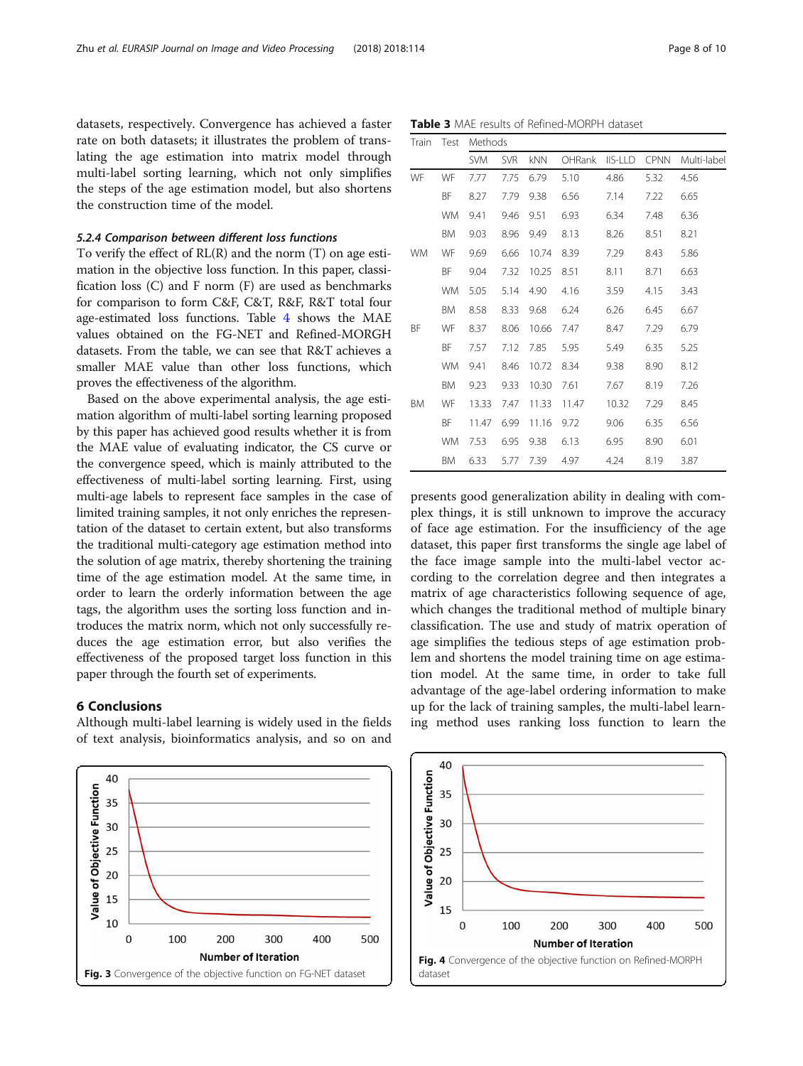datasets, respectively. Convergence has achieved a faster rate on both datasets; it illustrates the problem of translating the age estimation into matrix model through multi-label sorting learning, which not only simplifies the steps of the age estimation model, but also shortens the construction time of the model.

#### 5.2.4 Comparison between different loss functions

To verify the effect of RL(R) and the norm (T) on age estimation in the objective loss function. In this paper, classification loss (C) and F norm (F) are used as benchmarks for comparison to form C&F, C&T, R&F, R&T total four age-estimated loss functions. Table 4 shows the MAE values obtained on the FG-NET and Refined-MORGH datasets. From the table, we can see that R&T achieves a smaller MAE value than other loss functions, which proves the effectiveness of the algorithm.

Based on the above experimental analysis, the age estimation algorithm of multi-label sorting learning proposed by this paper has achieved good results whether it is from the MAE value of evaluating indicator, the CS curve or the convergence speed, which is mainly attributed to the effectiveness of multi-label sorting learning. First, using multi-age labels to represent face samples in the case of limited training samples, it not only enriches the representation of the dataset to certain extent, but also transforms the traditional multi-category age estimation method into the solution of age matrix, thereby shortening the training time of the age estimation model. At the same time, in order to learn the orderly information between the age tags, the algorithm uses the sorting loss function and introduces the matrix norm, which not only successfully reduces the age estimation error, but also verifies the effectiveness of the proposed target loss function in this paper through the fourth set of experiments.

## 6 Conclusions

Although multi-label learning is widely used in the fields of text analysis, bioinformatics analysis, and so on and presents good generalization ability in dealing with complex things, it is still unknown to improve the accuracy of face age estimation. For the insufficiency of the age dataset, this paper first transforms the single age label of the face image sample into the multi-label vector according to the correlation degree and then integrates a matrix of age characteristics following sequence of age, which changes the traditional method of multiple binary classification. The use and study of matrix operation of age simplifies the tedious steps of age estimation problem and shortens the model training time on age estimation model. At the same time, in order to take full advantage of the age-label ordering information to make up for the lack of training samples, the multi-label learning method uses ranking loss function to learn the

**Table 3** MAE results of Refined-MORPH dataset

| Train | Test | Methods | | | | | | |
|---|---|---|---|---|---|---|---|---|
| | | SVM | SVR | kNN | OHRank | IIS-LLD | CPNN | Multi-label |
| WF | WF | 7.77 | 7.75 | 6.79 | 5.10 | 4.86 | 5.32 | 4.56 |
| | BF | 8.27 | 7.79 | 9.38 | 6.56 | 7.14 | 7.22 | 6.65 |
| | WM | 9.41 | 9.46 | 9.51 | 6.93 | 6.34 | 7.48 | 6.36 |
| | BM | 9.03 | 8.96 | 9.49 | 8.13 | 8.26 | 8.51 | 8.21 |
| WM | WF | 9.69 | 6.66 | 10.74 | 8.39 | 7.29 | 8.43 | 5.86 |
| | BF | 9.04 | 7.32 | 10.25 | 8.51 | 8.11 | 8.71 | 6.63 |
| | WM | 5.05 | 5.14 | 4.90 | 4.16 | 3.59 | 4.15 | 3.43 |
| | BM | 8.58 | 8.33 | 9.68 | 6.24 | 6.26 | 6.45 | 6.67 |
| BF | WF | 8.37 | 8.06 | 10.66 | 7.47 | 8.47 | 7.29 | 6.79 |
| | BF | 7.57 | 7.12 | 7.85 | 5.95 | 5.49 | 6.35 | 5.25 |
| | WM | 9.41 | 8.46 | 10.72 | 8.34 | 9.38 | 8.90 | 8.12 |
| | BM | 9.23 | 9.33 | 10.30 | 7.61 | 7.67 | 8.19 | 7.26 |
| BM | WF | 13.33 | 7.47 | 11.33 | 11.47 | 10.32 | 7.29 | 8.45 |
| | BF | 11.47 | 6.99 | 11.16 | 9.72 | 9.06 | 6.35 | 6.56 |
| | WM | 7.53 | 6.95 | 9.38 | 6.13 | 6.95 | 8.90 | 6.01 |
| | BM | 6.33 | 5.77 | 7.39 | 4.97 | 4.24 | 8.19 | 3.87 |

Value of Objective Function
40
35
30
25
20
15
10
0 100 200 300 400 500
Number of Iteration

**Fig. 3** Convergence of the objective function on FG-NET dataset

Value of Objective Function
40
35
30
25
20
15
0 100 200 300 400 500
Number of Iteration

**Fig. 4** Convergence of the objective function on Refined-MORPH dataset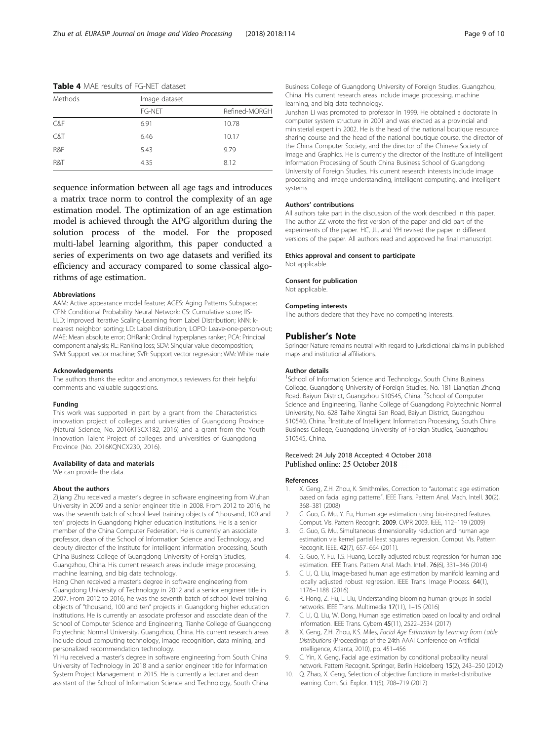**Table 4** MAE results of FG-NET dataset

| Methods | Image dataset | |
|---|---|---|
| | FG-NET | Refined-MORGH |
| C&F | 6.91 | 10.78 |
| C&T | 6.46 | 10.17 |
| R&F | 5.43 | 9.79 |
| R&T | 4.35 | 8.12 |

sequence information between all age tags and introduces a matrix trace norm to control the complexity of an age estimation model. The optimization of an age estimation model is achieved through the APG algorithm during the solution process of the model. For the proposed multi-label learning algorithm, this paper conducted a series of experiments on two age datasets and verified its efficiency and accuracy compared to some classical algorithms of age estimation.

#### Abbreviations

AAM: Active appearance model feature; AGES: Aging Patterns Subspace; CPN: Conditional Probability Neural Network; CS: Cumulative score; IIS-LLD: Improved Iterative Scaling-Learning from Label Distribution; kNN: k-nearest neighbor sorting; LD: Label distribution; LOPO: Leave-one-person-out; MAE: Mean absolute error; OHRank: Ordinal hyperplanes ranker; PCA: Principal component analysis; RL: Ranking loss; SDV: Singular value decomposition; SVM: Support vector machine; SVR: Support vector regression; WM: White male

#### Acknowledgements

The authors thank the editor and anonymous reviewers for their helpful comments and valuable suggestions.

#### Funding

This work was supported in part by a grant from the Characteristics innovation project of colleges and universities of Guangdong Province (Natural Science, No. 2016KTSCX182, 2016) and a grant from the Youth Innovation Talent Project of colleges and universities of Guangdong Province (No. 2016KQNCX230, 2016).

#### Availability of data and materials

We can provide the data.

#### About the authors

Zijiang Zhu received a master's degree in software engineering from Wuhan University in 2009 and a senior engineer title in 2008. From 2012 to 2016, he was the seventh batch of school level training objects of "thousand, 100 and ten" projects in Guangdong higher education institutions. He is a senior member of the China Computer Federation. He is currently an associate professor, dean of the School of Information Science and Technology, and deputy director of the Institute for intelligent information processing, South China Business College of Guangdong University of Foreign Studies, Guangzhou, China. His current research areas include image processing, machine learning, and big data technology.

Hang Chen received a master's degree in software engineering from Guangdong University of Technology in 2012 and a senior engineer title in 2007. From 2012 to 2016, he was the seventh batch of school level training objects of "thousand, 100 and ten" projects in Guangdong higher education institutions. He is currently an associate professor and associate dean of the School of Computer Science and Engineering, Tianhe College of Guangdong Polytechnic Normal University, Guangzhou, China. His current research areas include cloud computing technology, image recognition, data mining, and personalized recommendation technology.

Yi Hu received a master's degree in software engineering from South China University of Technology in 2018 and a senior engineer title for Information System Project Management in 2015. He is currently a lecturer and dean assistant of the School of Information Science and Technology, South China Business College of Guangdong University of Foreign Studies, Guangzhou, China. His current research areas include image processing, machine learning, and big data technology.

Junshan Li was promoted to professor in 1999. He obtained a doctorate in computer system structure in 2001 and was elected as a provincial and ministerial expert in 2002. He is the head of the national boutique resource sharing course and the head of the national boutique course, the director of the China Computer Society, and the director of the Chinese Society of Image and Graphics. He is currently the director of the Institute of Intelligent Information Processing of South China Business School of Guangdong University of Foreign Studies. His current research interests include image processing and image understanding, intelligent computing, and intelligent systems.

#### Authors' contributions

All authors take part in the discussion of the work described in this paper. The author ZZ wrote the first version of the paper and did part of the experiments of the paper. HC, JL, and YH revised the paper in different versions of the paper. All authors read and approved he final manuscript.

#### Ethics approval and consent to participate

Not applicable.

#### Consent for publication

Not applicable.

#### Competing interests

The authors declare that they have no competing interests.

### Publisher's Note

Springer Nature remains neutral with regard to jurisdictional claims in published maps and institutional affiliations.

#### Author details

[1]School of Information Science and Technology, South China Business College, Guangdong University of Foreign Studies, No. 181 Liangtian Zhong Road, Baiyun District, Guangzhou 510545, China. [2]School of Computer Science and Engineering, Tianhe College of Guangdong Polytechnic Normal University, No. 628 Taihe Xingtai San Road, Baiyun District, Guangzhou 510540, China. [3]Institute of Intelligent Information Processing, South China Business College, Guangdong University of Foreign Studies, Guangzhou 510545, China.

Received: 24 July 2018 Accepted: 4 October 2018
Published online: 25 October 2018

#### References

1. X. Geng, Z.H. Zhou, K. Smithmiles, Correction to "automatic age estimation based on facial aging patterns". IEEE Trans. Pattern Anal. Mach. Intell. **30**(2), 368–381 (2008)
2. G. Guo, G. Mu, Y. Fu, Human age estimation using bio-inspired features. Comput. Vis. Pattern Recognit. **2009**. CVPR 2009. IEEE, 112–119 (2009)
3. G. Guo, G. Mu, Simultaneous dimensionality reduction and human age estimation via kernel partial least squares regression. Comput. Vis. Pattern Recognit. IEEE, **42**(7), 657–664 (2011).
4. G. Guo, Y. Fu, T.S. Huang, Locally adjusted robust regression for human age estimation. IEEE Trans. Pattern Anal. Mach. Intell. **76**(6), 331–346 (2014)
5. C. Li, Q. Liu, Image-based human age estimation by manifold learning and locally adjusted robust regression. IEEE Trans. Image Process. **64**(1), 1176–1188 (2016)
6. R. Hong, Z. Hu, L. Liu, Understanding blooming human groups in social networks. IEEE Trans. Multimedia **17**(11), 1–15 (2016)
7. C. Li, Q. Liu, W. Dong, Human age estimation based on locality and ordinal information. IEEE Trans. Cybern **45**(11), 2522–2534 (2017)
8. X. Geng, Z.H. Zhou, K.S. Miles, *Facial Age Estimation by Learning from Lable Distributions* (Proceedings of the 24th AAAI Conference on Artificial Intelligence, Atlanta, 2010), pp. 451–456
9. C. Yin, X. Geng, Facial age estimation by conditional probability neural network. Pattern Recognit. Springer, Berlin Heidelberg **15**(2), 243–250 (2012)
10. Q. Zhao, X. Geng, Selection of objective functions in market-distributive learning. Com. Sci. Explor. **11**(5), 708–719 (2017)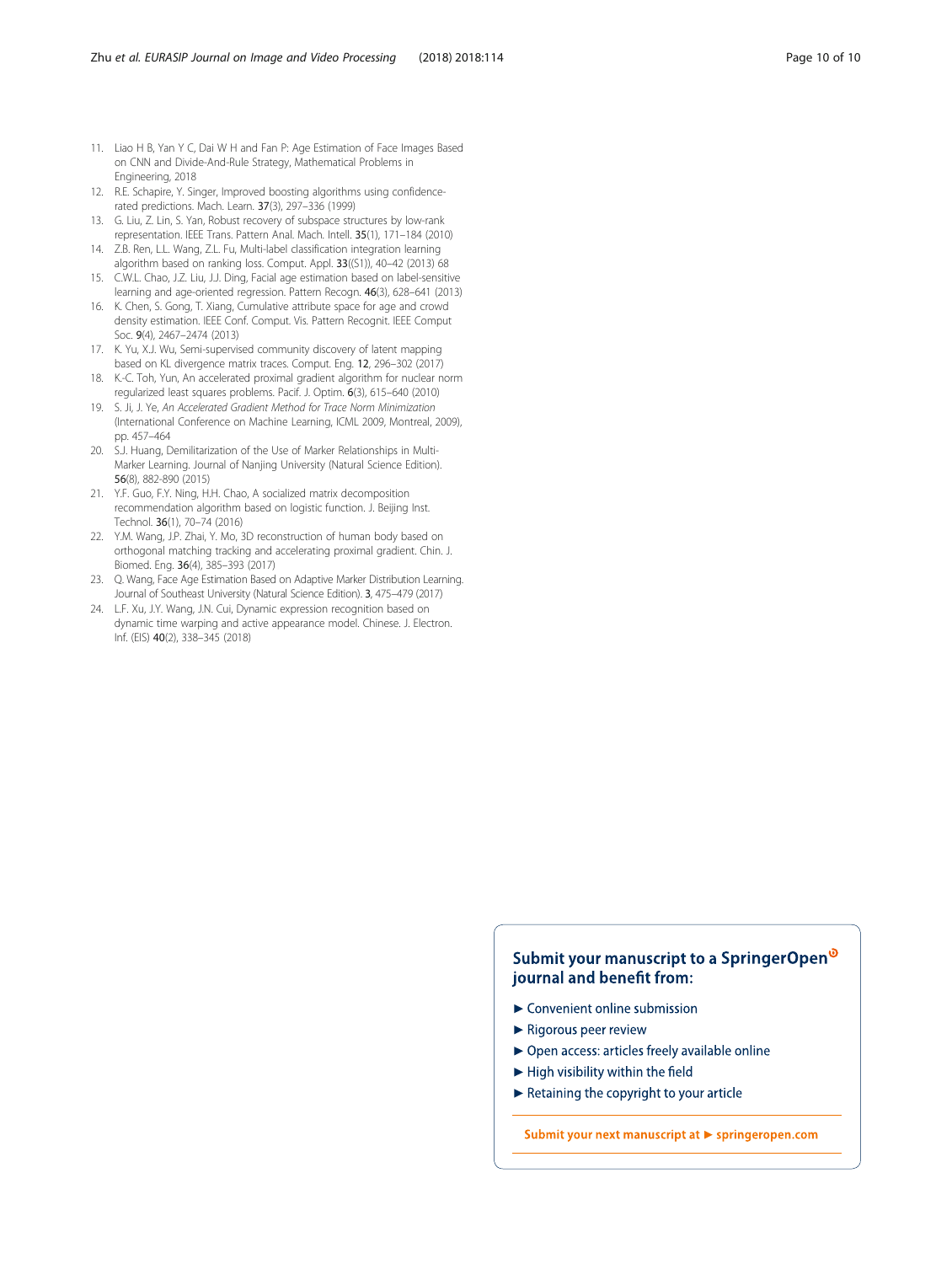11. Liao H B, Yan Y C, Dai W H and Fan P: Age Estimation of Face Images Based on CNN and Divide-And-Rule Strategy, Mathematical Problems in Engineering, 2018
12. R.E. Schapire, Y. Singer, Improved boosting algorithms using confidence-rated predictions. Mach. Learn. **37**(3), 297–336 (1999)
13. G. Liu, Z. Lin, S. Yan, Robust recovery of subspace structures by low-rank representation. IEEE Trans. Pattern Anal. Mach. Intell. **35**(1), 171–184 (2010)
14. Z.B. Ren, L.L. Wang, Z.L. Fu, Multi-label classification integration learning algorithm based on ranking loss. Comput. Appl. **33**((S1)), 40–42 (2013) 68
15. C.W.L. Chao, J.Z. Liu, J.J. Ding, Facial age estimation based on label-sensitive learning and age-oriented regression. Pattern Recogn. **46**(3), 628–641 (2013)
16. K. Chen, S. Gong, T. Xiang, Cumulative attribute space for age and crowd density estimation. IEEE Conf. Comput. Vis. Pattern Recognit. IEEE Comput Soc. **9**(4), 2467–2474 (2013)
17. K. Yu, X.J. Wu, Semi-supervised community discovery of latent mapping based on KL divergence matrix traces. Comput. Eng. **12**, 296–302 (2017)
18. K.-C. Toh, Yun, An accelerated proximal gradient algorithm for nuclear norm regularized least squares problems. Pacif. J. Optim. **6**(3), 615–640 (2010)
19. S. Ji, J. Ye, *An Accelerated Gradient Method for Trace Norm Minimization* (International Conference on Machine Learning, ICML 2009, Montreal, 2009), pp. 457–464
20. S.J. Huang, Demilitarization of the Use of Marker Relationships in Multi-Marker Learning. Journal of Nanjing University (Natural Science Edition). **56**(8), 882-890 (2015)
21. Y.F. Guo, F.Y. Ning, H.H. Chao, A socialized matrix decomposition recommendation algorithm based on logistic function. J. Beijing Inst. Technol. **36**(1), 70–74 (2016)
22. Y.M. Wang, J.P. Zhai, Y. Mo, 3D reconstruction of human body based on orthogonal matching tracking and accelerating proximal gradient. Chin. J. Biomed. Eng. **36**(4), 385–393 (2017)
23. Q. Wang, Face Age Estimation Based on Adaptive Marker Distribution Learning. Journal of Southeast University (Natural Science Edition). **3**, 475–479 (2017)
24. L.F. Xu, J.Y. Wang, J.N. Cui, Dynamic expression recognition based on dynamic time warping and active appearance model. Chinese. J. Electron. Inf. (EIS) **40**(2), 338–345 (2018)